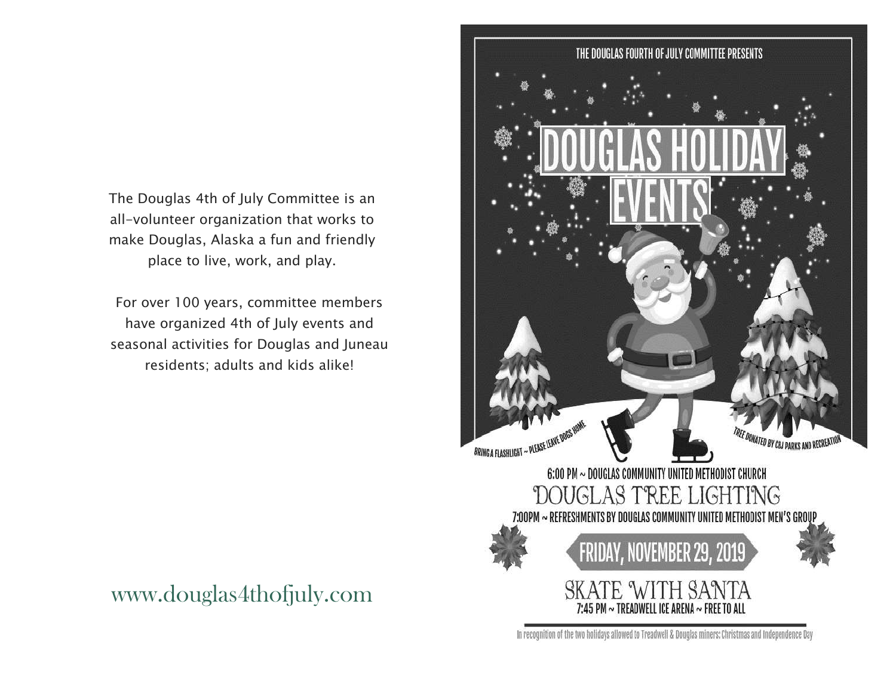The Douglas 4th of July Committee is an all-volunteer organization that works to make Douglas, Alaska a fun and friendly place to live, work, and play.

For over 100 years, committee members have organized 4th of July events and seasonal activities for Douglas and Juneau residents; adults and kids alike!

www.douglas4thofjuly.com

THE DOUGLAS FOURTH OF JULY COMMITTEE PRESENTS

# DOUGLAS HOLIDAY EVENTS

BRING A FLASHLIGHT ~ PLEASE LEAVE DOGS HOME

TREE DONATED BY CBJ PARKS AND RECREATION

6:00 PM ~ DOUGLAS COMMUNITY UNITED METHODIST CHURCH

## DOUGLAS TREE LIGHTING

7:00PM ~ REFRESHMENTS BY DOUGLAS COMMUNITY UNITED METHODIST MEN'S GROUP

## FRIDAY, NOVEMBER 29, 2019

## SKATE WITH SANTA

7:45 PM ~ TREADWELL ICE ARENA ~ FREE TO ALL

In recognition of the two holidays allowed to Treadwell & Douglas miners: Christmas and Independence Day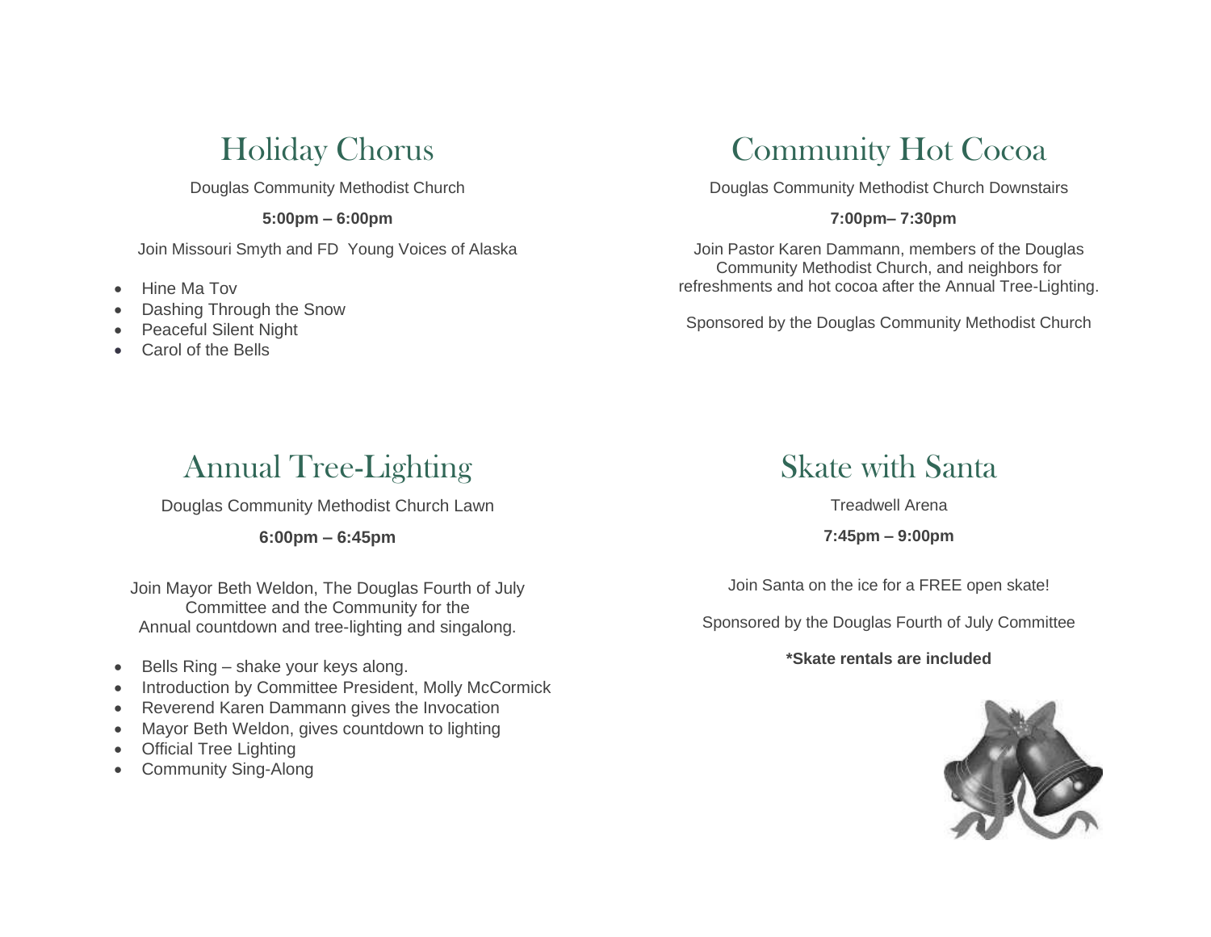## Holiday Chorus

Douglas Community Methodist Church

**5:00pm – 6:00pm**

Join Missouri Smyth and FD Young Voices of Alaska

- Hine Ma Tov
- Dashing Through the Snow
- Peaceful Silent Night
- Carol of the Bells

## Annual Tree-Lighting

Douglas Community Methodist Church Lawn

**6:00pm – 6:45pm**

Join Mayor Beth Weldon, The Douglas Fourth of July Committee and the Community for the Annual countdown and tree-lighting and singalong.

- Bells Ring – shake your keys along.
- Introduction by Committee President, Molly McCormick
- Reverend Karen Dammann gives the Invocation
- Mayor Beth Weldon, gives countdown to lighting
- Official Tree Lighting
- Community Sing-Along

## Community Hot Cocoa

Douglas Community Methodist Church Downstairs

**7:00pm– 7:30pm**

Join Pastor Karen Dammann, members of the Douglas Community Methodist Church, and neighbors for refreshments and hot cocoa after the Annual Tree-Lighting.

Sponsored by the Douglas Community Methodist Church

## Skate with Santa

Treadwell Arena

**7:45pm – 9:00pm**

Join Santa on the ice for a FREE open skate!

Sponsored by the Douglas Fourth of July Committee

**\*Skate rentals are included**